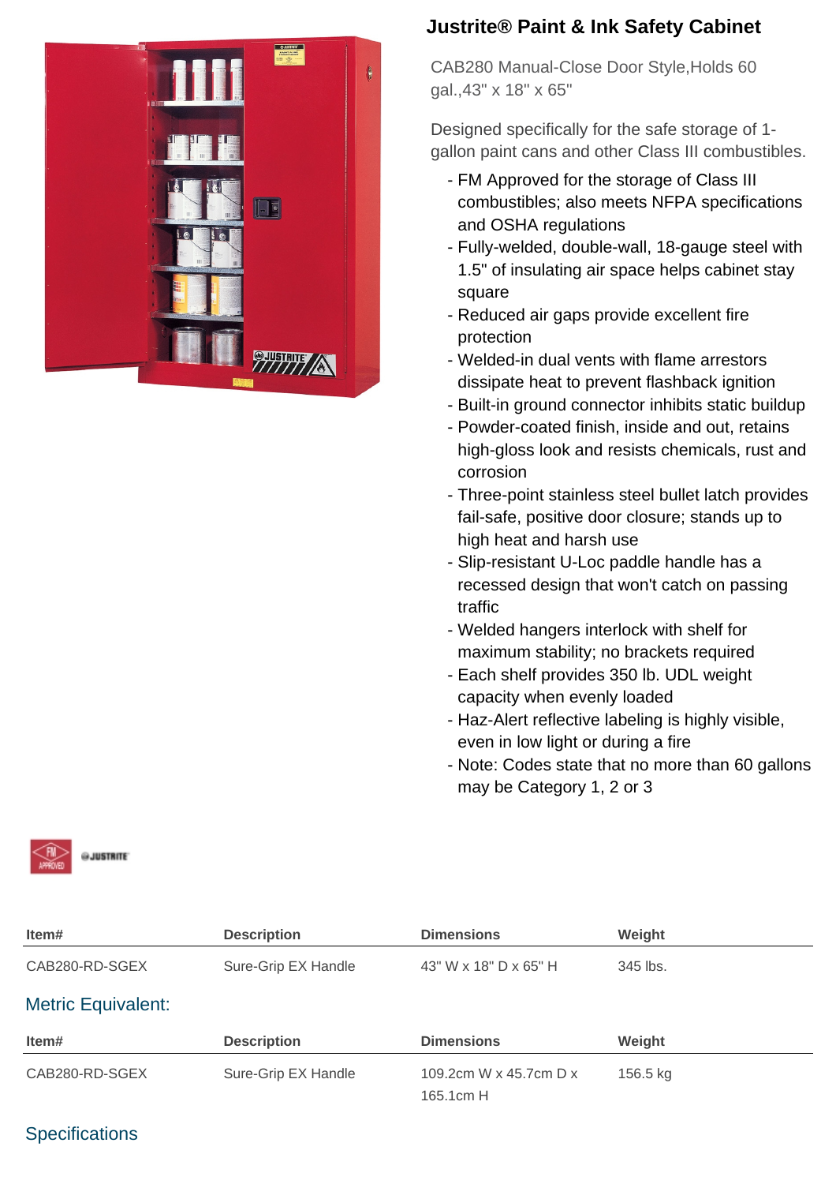# Justrite® Paint & Ink Safety Cabinet

CAB280 Manual-Close Door Style,Holds 60 gal.,43" x 18" x 65"

Designed specifically for the safe storage of 1-gallon paint cans and other Class III combustibles.

- FM Approved for the storage of Class III combustibles; also meets NFPA specifications and OSHA regulations
- Fully-welded, double-wall, 18-gauge steel with 1.5" of insulating air space helps cabinet stay square
- Reduced air gaps provide excellent fire protection
- Welded-in dual vents with flame arrestors dissipate heat to prevent flashback ignition
- Built-in ground connector inhibits static buildup
- Powder-coated finish, inside and out, retains high-gloss look and resists chemicals, rust and corrosion
- Three-point stainless steel bullet latch provides fail-safe, positive door closure; stands up to high heat and harsh use
- Slip-resistant U-Loc paddle handle has a recessed design that won't catch on passing traffic
- Welded hangers interlock with shelf for maximum stability; no brackets required
- Each shelf provides 350 lb. UDL weight capacity when evenly loaded
- Haz-Alert reflective labeling is highly visible, even in low light or during a fire
- Note: Codes state that no more than 60 gallons may be Category 1, 2 or 3

| Item# | Description | Dimensions | Weight |
|---|---|---|---|
| CAB280-RD-SGEX | Sure-Grip EX Handle | 43" W x 18" D x 65" H | 345 lbs. |

## Metric Equivalent:

| Item# | Description | Dimensions | Weight |
|---|---|---|---|
| CAB280-RD-SGEX | Sure-Grip EX Handle | 109.2cm W x 45.7cm D x 165.1cm H | 156.5 kg |

## Specifications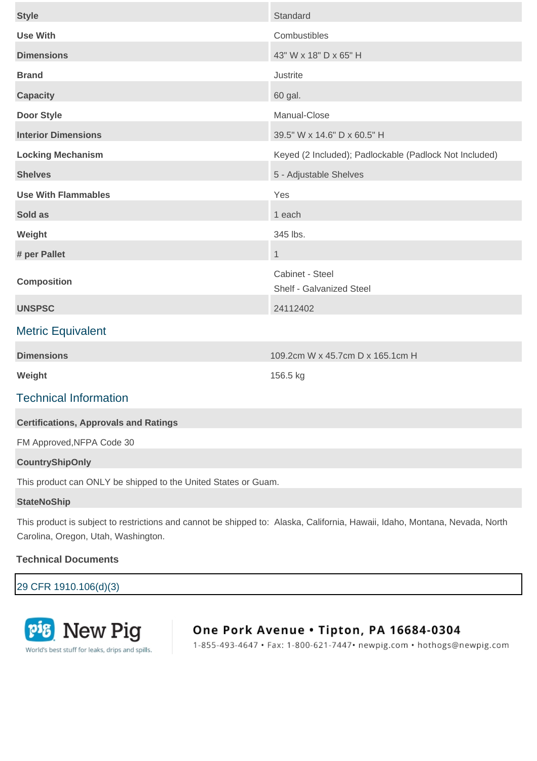| | |
|---|---|
| **Style** | Standard |
| **Use With** | Combustibles |
| **Dimensions** | 43" W x 18" D x 65" H |
| **Brand** | Justrite |
| **Capacity** | 60 gal. |
| **Door Style** | Manual-Close |
| **Interior Dimensions** | 39.5" W x 14.6" D x 60.5" H |
| **Locking Mechanism** | Keyed (2 Included); Padlockable (Padlock Not Included) |
| **Shelves** | 5 - Adjustable Shelves |
| **Use With Flammables** | Yes |
| **Sold as** | 1 each |
| **Weight** | 345 lbs. |
| **# per Pallet** | 1 |
| **Composition** | Cabinet - Steel<br>Shelf - Galvanized Steel |
| **UNSPSC** | 24112402 |

## Metric Equivalent

| | |
|---|---|
| **Dimensions** | 109.2cm W x 45.7cm D x 165.1cm H |
| **Weight** | 156.5 kg |

## Technical Information

**Certifications, Approvals and Ratings**

FM Approved,NFPA Code 30

**CountryShipOnly**

This product can ONLY be shipped to the United States or Guam.

**StateNoShip**

This product is subject to restrictions and cannot be shipped to: Alaska, California, Hawaii, Idaho, Montana, Nevada, North Carolina, Oregon, Utah, Washington.

**Technical Documents**

29 CFR 1910.106(d)(3)

New Pig — World's best stuff for leaks, drips and spills.

One Pork Avenue • Tipton, PA 16684-0304

1-855-493-4647 • Fax: 1-800-621-7447• newpig.com • hothogs@newpig.com